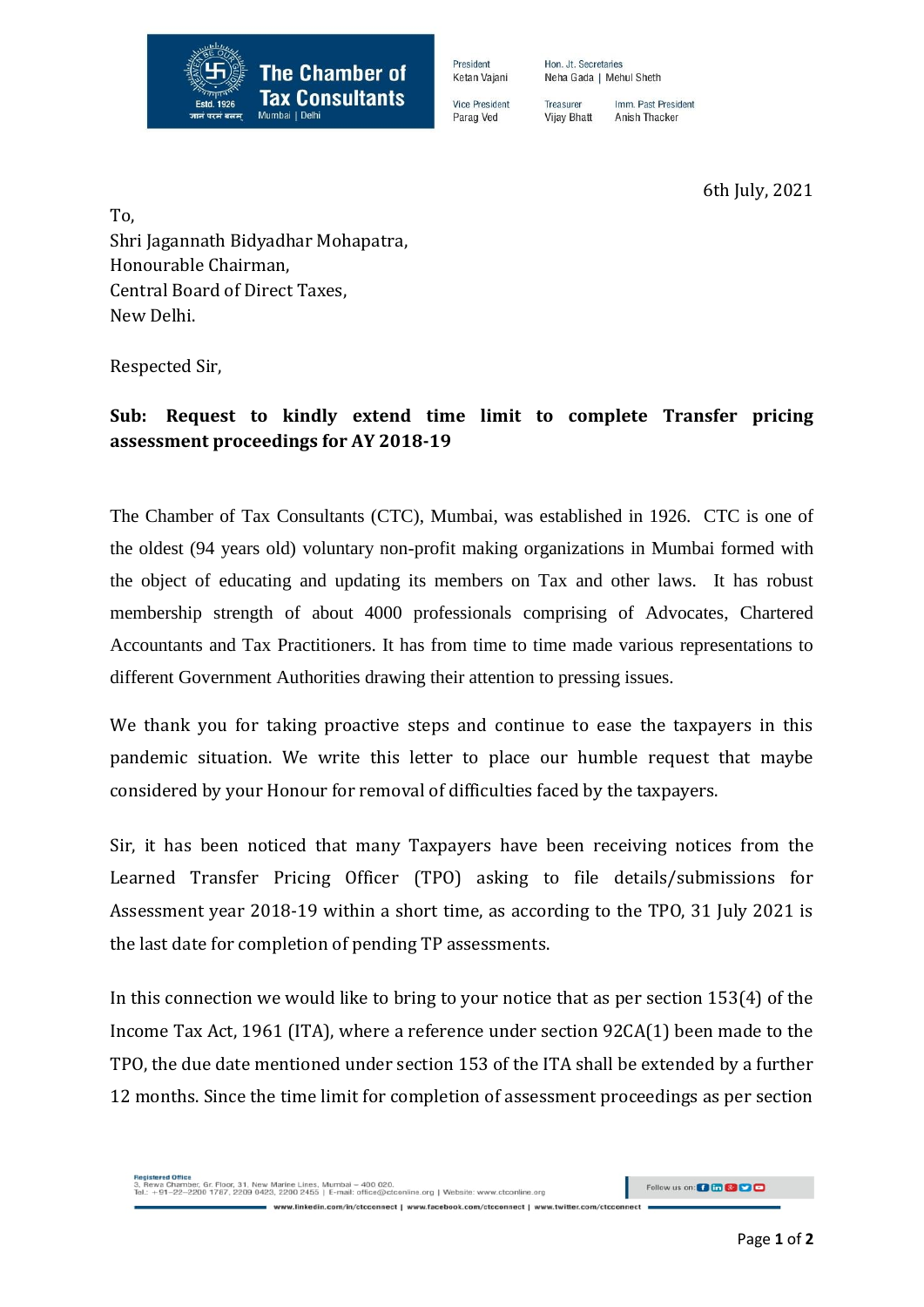**The Chamber of Tax Consultants**
Mumbai | Delhi
Estd. 1926

President: Ketan Vajani | Hon. Jt. Secretaries: Neha Gada | Mehul Sheth
Vice President: Parag Ved | Treasurer: Vijay Bhatt | Imm. Past President: Anish Thacker

6th July, 2021

To,
Shri Jagannath Bidyadhar Mohapatra,
Honourable Chairman,
Central Board of Direct Taxes,
New Delhi.

Respected Sir,

**Sub: Request to kindly extend time limit to complete Transfer pricing assessment proceedings for AY 2018-19**

The Chamber of Tax Consultants (CTC), Mumbai, was established in 1926. CTC is one of the oldest (94 years old) voluntary non-profit making organizations in Mumbai formed with the object of educating and updating its members on Tax and other laws. It has robust membership strength of about 4000 professionals comprising of Advocates, Chartered Accountants and Tax Practitioners. It has from time to time made various representations to different Government Authorities drawing their attention to pressing issues.

We thank you for taking proactive steps and continue to ease the taxpayers in this pandemic situation. We write this letter to place our humble request that maybe considered by your Honour for removal of difficulties faced by the taxpayers.

Sir, it has been noticed that many Taxpayers have been receiving notices from the Learned Transfer Pricing Officer (TPO) asking to file details/submissions for Assessment year 2018-19 within a short time, as according to the TPO, 31 July 2021 is the last date for completion of pending TP assessments.

In this connection we would like to bring to your notice that as per section 153(4) of the Income Tax Act, 1961 (ITA), where a reference under section 92CA(1) been made to the TPO, the due date mentioned under section 153 of the ITA shall be extended by a further 12 months. Since the time limit for completion of assessment proceedings as per section

Registered Office
3, Rewa Chamber, Gr. Floor, 31, New Marine Lines, Mumbai – 400 020.
Tel.: +91–22–2200 1787, 2209 0423, 2200 2455 | E-mail: office@ctconline.org | Website: www.ctconline.org
www.linkedin.com/in/ctcconnect | www.facebook.com/ctcconnect | www.twitter.com/ctcconnect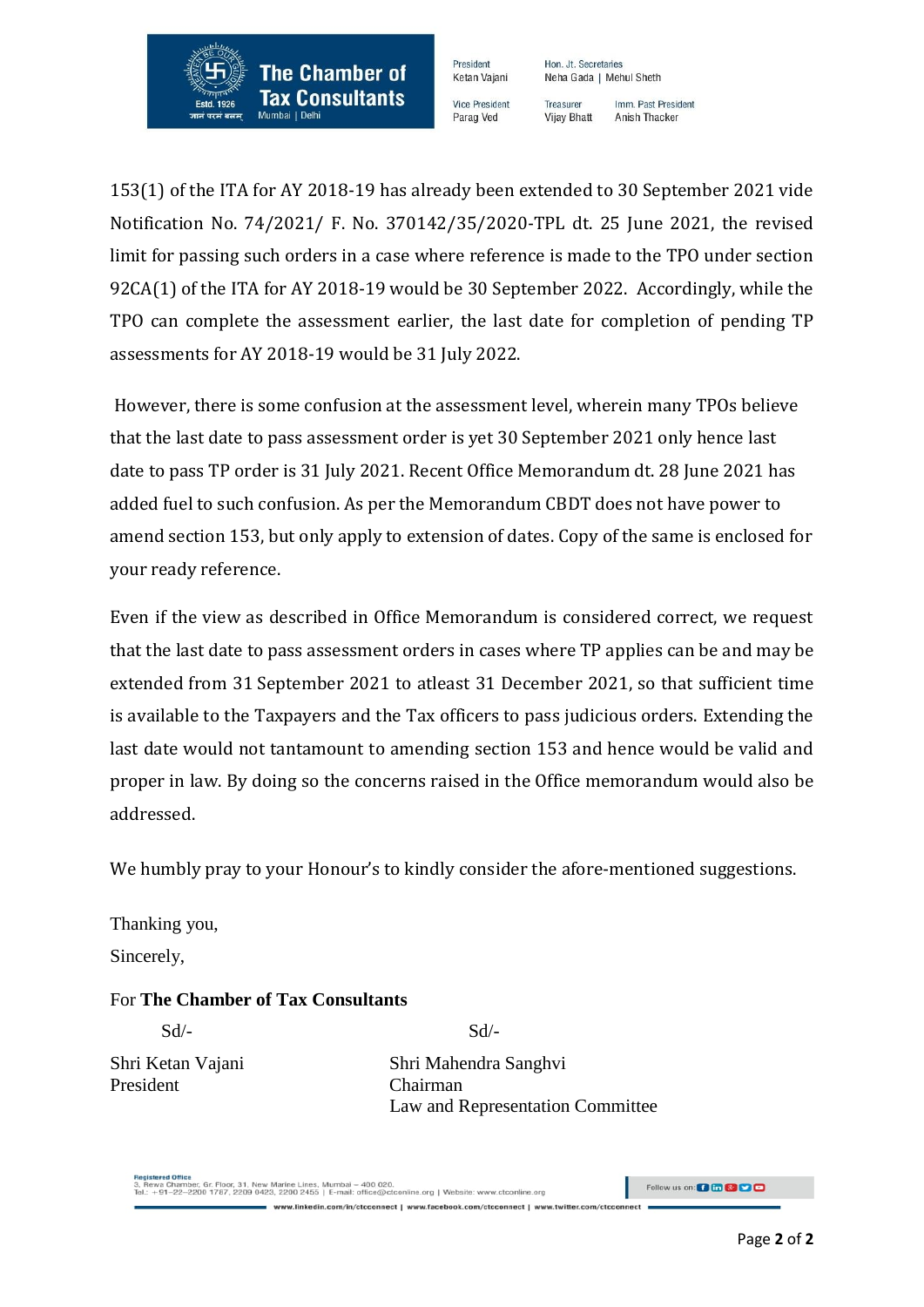153(1) of the ITA for AY 2018-19 has already been extended to 30 September 2021 vide Notification No. 74/2021/ F. No. 370142/35/2020-TPL dt. 25 June 2021, the revised limit for passing such orders in a case where reference is made to the TPO under section 92CA(1) of the ITA for AY 2018-19 would be 30 September 2022. Accordingly, while the TPO can complete the assessment earlier, the last date for completion of pending TP assessments for AY 2018-19 would be 31 July 2022.

However, there is some confusion at the assessment level, wherein many TPOs believe that the last date to pass assessment order is yet 30 September 2021 only hence last date to pass TP order is 31 July 2021. Recent Office Memorandum dt. 28 June 2021 has added fuel to such confusion. As per the Memorandum CBDT does not have power to amend section 153, but only apply to extension of dates. Copy of the same is enclosed for your ready reference.

Even if the view as described in Office Memorandum is considered correct, we request that the last date to pass assessment orders in cases where TP applies can be and may be extended from 31 September 2021 to atleast 31 December 2021, so that sufficient time is available to the Taxpayers and the Tax officers to pass judicious orders. Extending the last date would not tantamount to amending section 153 and hence would be valid and proper in law. By doing so the concerns raised in the Office memorandum would also be addressed.

We humbly pray to your Honour's to kindly consider the afore-mentioned suggestions.

Thanking you,

Sincerely,

For **The Chamber of Tax Consultants**

| | |
|---|---|
| Sd/- | Sd/- |
| Shri Ketan Vajani<br>President | Shri Mahendra Sanghvi<br>Chairman<br>Law and Representation Committee |